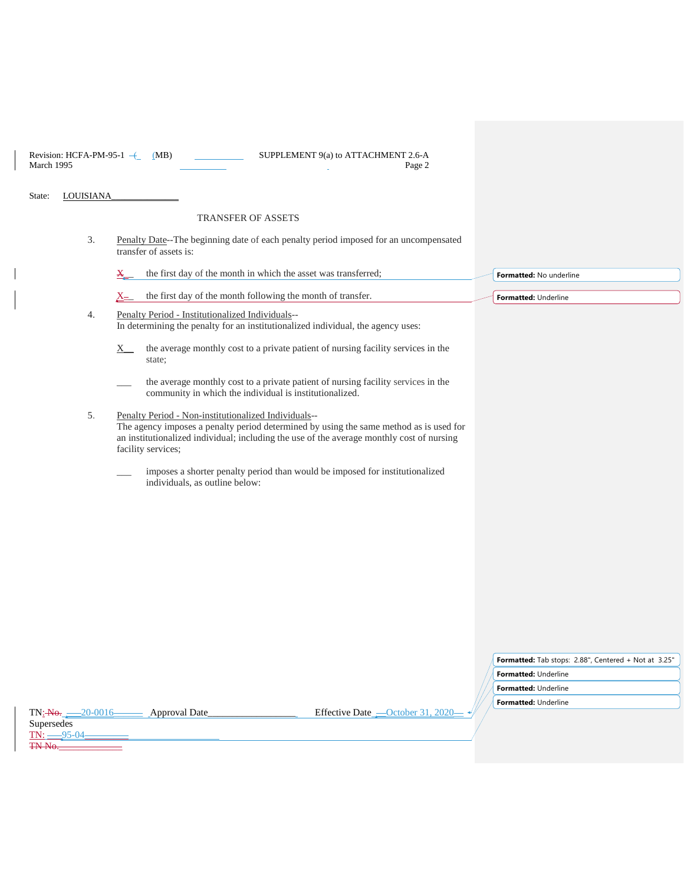Revision: HCFA-PM-95-1 (MB) SUPPLEMENT 9(a) to ATTACHMENT 2.6-A
March 1995 Page 2

State: LOUISIANA

TRANSFER OF ASSETS

3. Penalty Date--The beginning date of each penalty period imposed for an uncompensated transfer of assets is:

   X__ the first day of the month in which the asset was transferred;

   X__ the first day of the month following the month of transfer.

4. Penalty Period - Institutionalized Individuals--
   In determining the penalty for an institutionalized individual, the agency uses:

   X__ the average monthly cost to a private patient of nursing facility services in the state;

   ___ the average monthly cost to a private patient of nursing facility services in the community in which the individual is institutionalized.

5. Penalty Period - Non-institutionalized Individuals--
   The agency imposes a penalty period determined by using the same method as is used for an institutionalized individual; including the use of the average monthly cost of nursing facility services;

   ___ imposes a shorter penalty period than would be imposed for institutionalized individuals, as outline below:

TN: 20-0016 Approval Date__________ Effective Date October 31, 2020
Supersedes
TN: 95-04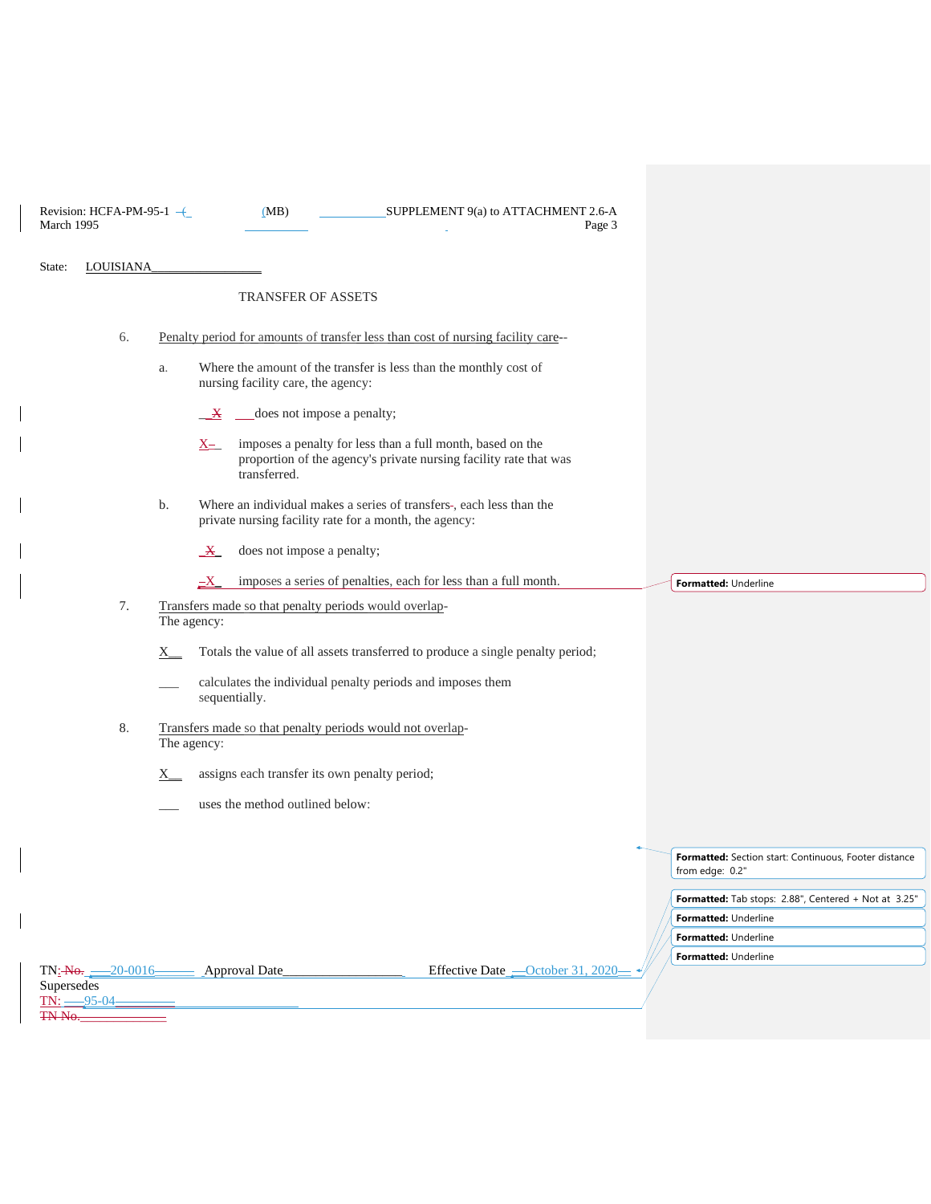Revision: HCFA-PM-95-1 (MB) SUPPLEMENT 9(a) to ATTACHMENT 2.6-A
March 1995 Page 3

State: LOUISIANA

TRANSFER OF ASSETS

6. Penalty period for amounts of transfer less than cost of nursing facility care--

   a. Where the amount of the transfer is less than the monthly cost of nursing facility care, the agency:

      _X_ ___ does not impose a penalty;

      X_ imposes a penalty for less than a full month, based on the proportion of the agency's private nursing facility rate that was transferred.

   b. Where an individual makes a series of transfers, each less than the private nursing facility rate for a month, the agency:

      _X_ does not impose a penalty;

      _X_ imposes a series of penalties, each for less than a full month.

7. Transfers made so that penalty periods would overlap-
   The agency:

   X__ Totals the value of all assets transferred to produce a single penalty period;

   ___ calculates the individual penalty periods and imposes them sequentially.

8. Transfers made so that penalty periods would not overlap-
   The agency:

   X__ assigns each transfer its own penalty period;

   ___ uses the method outlined below:

TN: No. 20-0016 Approval Date_________ Effective Date October 31, 2020
Supersedes
TN: 95-04
TN No.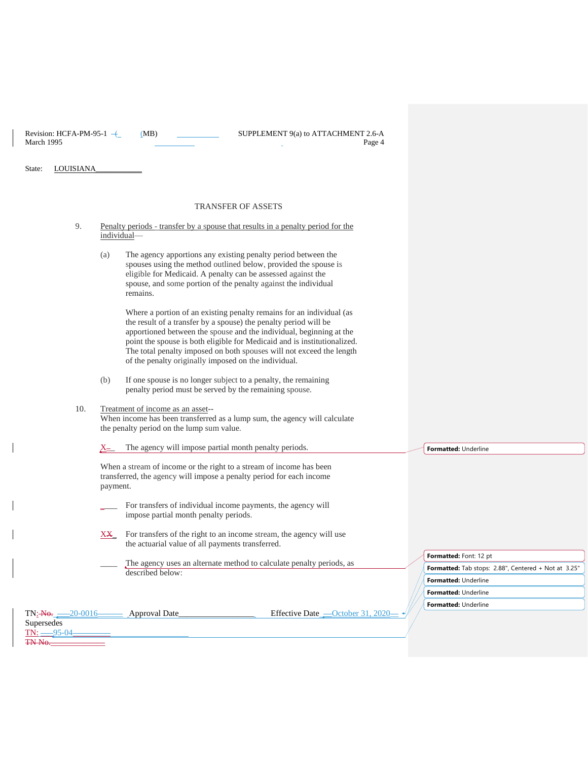Revision: HCFA-PM-95-1 (MB) SUPPLEMENT 9(a) to ATTACHMENT 2.6-A
March 1995 Page 4

State: LOUISIANA

TRANSFER OF ASSETS

9. Penalty periods - transfer by a spouse that results in a penalty period for the individual—

(a) The agency apportions any existing penalty period between the spouses using the method outlined below, provided the spouse is eligible for Medicaid. A penalty can be assessed against the spouse, and some portion of the penalty against the individual remains.

Where a portion of an existing penalty remains for an individual (as the result of a transfer by a spouse) the penalty period will be apportioned between the spouse and the individual, beginning at the point the spouse is both eligible for Medicaid and is institutionalized. The total penalty imposed on both spouses will not exceed the length of the penalty originally imposed on the individual.

(b) If one spouse is no longer subject to a penalty, the remaining penalty period must be served by the remaining spouse.

10. Treatment of income as an asset--
When income has been transferred as a lump sum, the agency will calculate the penalty period on the lump sum value.

X The agency will impose partial month penalty periods.

When a stream of income or the right to a stream of income has been transferred, the agency will impose a penalty period for each income payment.

____ For transfers of individual income payments, the agency will impose partial month penalty periods.

X For transfers of the right to an income stream, the agency will use the actuarial value of all payments transferred.

____ The agency uses an alternate method to calculate penalty periods, as described below:

TN: 20-0016 Approval Date ______ Effective Date October 31, 2020
Supersedes
TN: 95-04